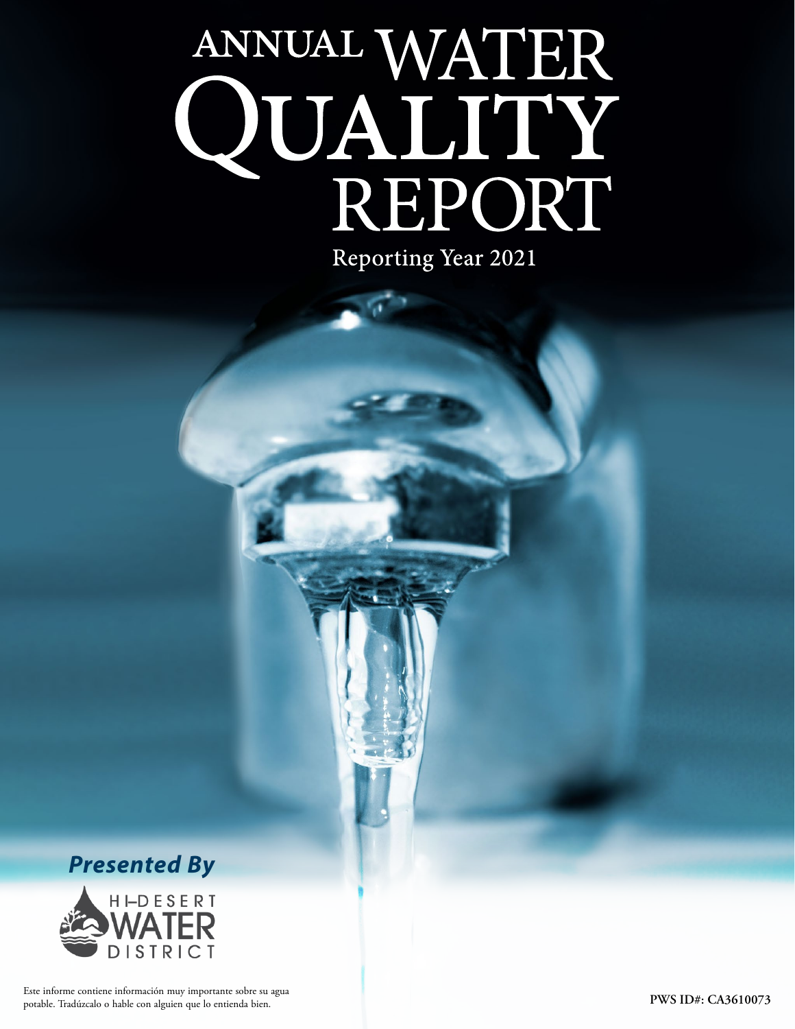# ANNUAL WATER QUALITY REPORT

Reporting Year 2021

***Presented By***

HI-DESERT WATER DISTRICT

Este informe contiene información muy importante sobre su agua potable. Tradúzcalo o hable con alguien que lo entienda bien.

**PWS ID#: CA3610073**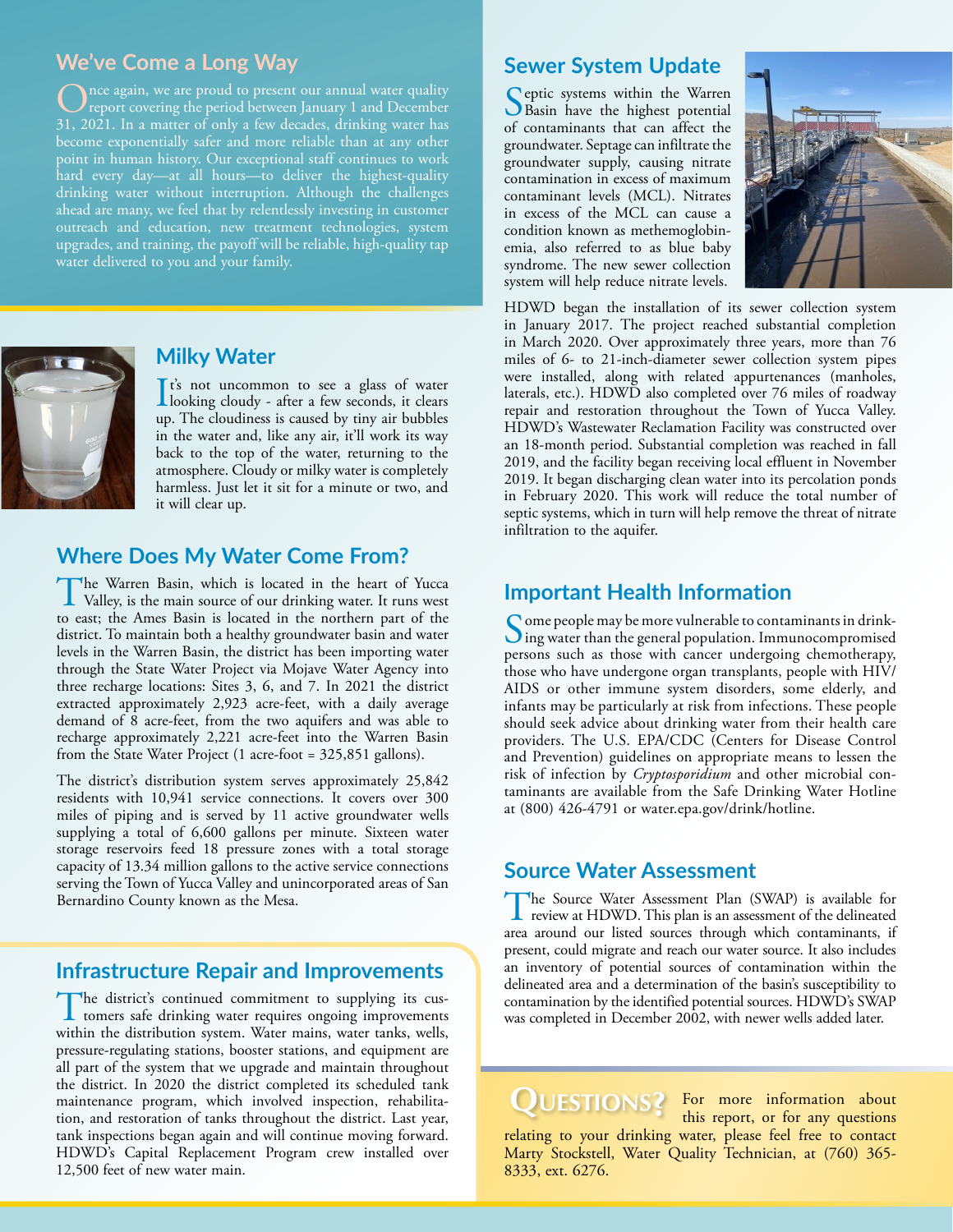## We've Come a Long Way

Once again, we are proud to present our annual water quality report covering the period between January 1 and December 31, 2021. In a matter of only a few decades, drinking water has become exponentially safer and more reliable than at any other point in human history. Our exceptional staff continues to work hard every day—at all hours—to deliver the highest-quality drinking water without interruption. Although the challenges ahead are many, we feel that by relentlessly investing in customer outreach and education, new treatment technologies, system upgrades, and training, the payoff will be reliable, high-quality tap water delivered to you and your family.

## Milky Water

It's not uncommon to see a glass of water looking cloudy - after a few seconds, it clears up. The cloudiness is caused by tiny air bubbles in the water and, like any air, it'll work its way back to the top of the water, returning to the atmosphere. Cloudy or milky water is completely harmless. Just let it sit for a minute or two, and it will clear up.

## Where Does My Water Come From?

The Warren Basin, which is located in the heart of Yucca Valley, is the main source of our drinking water. It runs west to east; the Ames Basin is located in the northern part of the district. To maintain both a healthy groundwater basin and water levels in the Warren Basin, the district has been importing water through the State Water Project via Mojave Water Agency into three recharge locations: Sites 3, 6, and 7. In 2021 the district extracted approximately 2,923 acre-feet, with a daily average demand of 8 acre-feet, from the two aquifers and was able to recharge approximately 2,221 acre-feet into the Warren Basin from the State Water Project (1 acre-foot = 325,851 gallons).

The district's distribution system serves approximately 25,842 residents with 10,941 service connections. It covers over 300 miles of piping and is served by 11 active groundwater wells supplying a total of 6,600 gallons per minute. Sixteen water storage reservoirs feed 18 pressure zones with a total storage capacity of 13.34 million gallons to the active service connections serving the Town of Yucca Valley and unincorporated areas of San Bernardino County known as the Mesa.

## Infrastructure Repair and Improvements

The district's continued commitment to supplying its customers safe drinking water requires ongoing improvements within the distribution system. Water mains, water tanks, wells, pressure-regulating stations, booster stations, and equipment are all part of the system that we upgrade and maintain throughout the district. In 2020 the district completed its scheduled tank maintenance program, which involved inspection, rehabilitation, and restoration of tanks throughout the district. Last year, tank inspections began again and will continue moving forward. HDWD's Capital Replacement Program crew installed over 12,500 feet of new water main.

## Sewer System Update

Septic systems within the Warren Basin have the highest potential of contaminants that can affect the groundwater. Septage can infiltrate the groundwater supply, causing nitrate contamination in excess of maximum contaminant levels (MCL). Nitrates in excess of the MCL can cause a condition known as methemoglobinemia, also referred to as blue baby syndrome. The new sewer collection system will help reduce nitrate levels.

HDWD began the installation of its sewer collection system in January 2017. The project reached substantial completion in March 2020. Over approximately three years, more than 76 miles of 6- to 21-inch-diameter sewer collection system pipes were installed, along with related appurtenances (manholes, laterals, etc.). HDWD also completed over 76 miles of roadway repair and restoration throughout the Town of Yucca Valley. HDWD's Wastewater Reclamation Facility was constructed over an 18-month period. Substantial completion was reached in fall 2019, and the facility began receiving local effluent in November 2019. It began discharging clean water into its percolation ponds in February 2020. This work will reduce the total number of septic systems, which in turn will help remove the threat of nitrate infiltration to the aquifer.

## Important Health Information

Some people may be more vulnerable to contaminants in drinking water than the general population. Immunocompromised persons such as those with cancer undergoing chemotherapy, those who have undergone organ transplants, people with HIV/AIDS or other immune system disorders, some elderly, and infants may be particularly at risk from infections. These people should seek advice about drinking water from their health care providers. The U.S. EPA/CDC (Centers for Disease Control and Prevention) guidelines on appropriate means to lessen the risk of infection by *Cryptosporidium* and other microbial contaminants are available from the Safe Drinking Water Hotline at (800) 426-4791 or water.epa.gov/drink/hotline.

## Source Water Assessment

The Source Water Assessment Plan (SWAP) is available for review at HDWD. This plan is an assessment of the delineated area around our listed sources through which contaminants, if present, could migrate and reach our water source. It also includes an inventory of potential sources of contamination within the delineated area and a determination of the basin's susceptibility to contamination by the identified potential sources. HDWD's SWAP was completed in December 2002, with newer wells added later.

## Questions?

For more information about this report, or for any questions relating to your drinking water, please feel free to contact Marty Stockstell, Water Quality Technician, at (760) 365-8333, ext. 6276.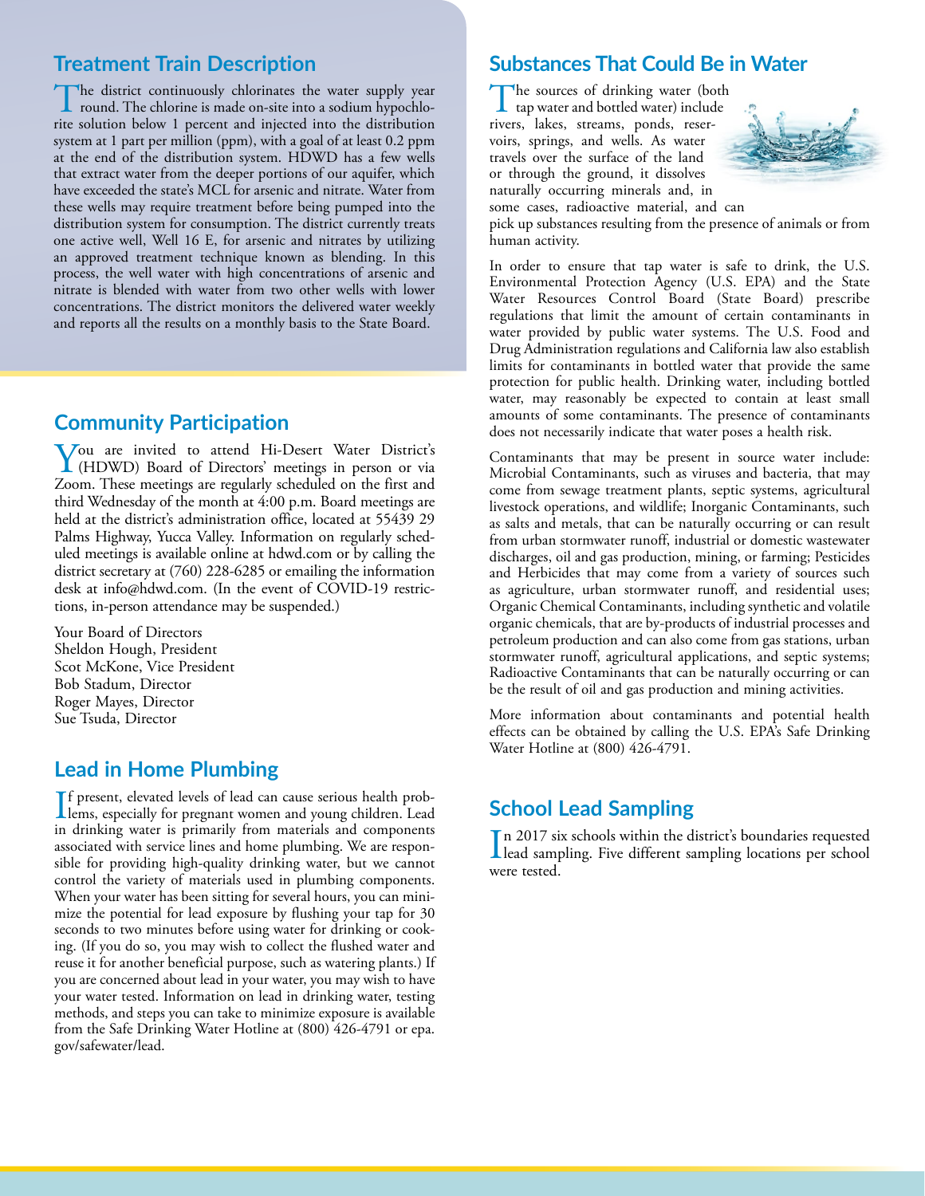## Treatment Train Description

The district continuously chlorinates the water supply year round. The chlorine is made on-site into a sodium hypochlorite solution below 1 percent and injected into the distribution system at 1 part per million (ppm), with a goal of at least 0.2 ppm at the end of the distribution system. HDWD has a few wells that extract water from the deeper portions of our aquifer, which have exceeded the state's MCL for arsenic and nitrate. Water from these wells may require treatment before being pumped into the distribution system for consumption. The district currently treats one active well, Well 16 E, for arsenic and nitrates by utilizing an approved treatment technique known as blending. In this process, the well water with high concentrations of arsenic and nitrate is blended with water from two other wells with lower concentrations. The district monitors the delivered water weekly and reports all the results on a monthly basis to the State Board.

## Community Participation

You are invited to attend Hi-Desert Water District's (HDWD) Board of Directors' meetings in person or via Zoom. These meetings are regularly scheduled on the first and third Wednesday of the month at 4:00 p.m. Board meetings are held at the district's administration office, located at 55439 29 Palms Highway, Yucca Valley. Information on regularly scheduled meetings is available online at hdwd.com or by calling the district secretary at (760) 228-6285 or emailing the information desk at info@hdwd.com. (In the event of COVID-19 restrictions, in-person attendance may be suspended.)

Your Board of Directors
Sheldon Hough, President
Scot McKone, Vice President
Bob Stadum, Director
Roger Mayes, Director
Sue Tsuda, Director

## Lead in Home Plumbing

If present, elevated levels of lead can cause serious health problems, especially for pregnant women and young children. Lead in drinking water is primarily from materials and components associated with service lines and home plumbing. We are responsible for providing high-quality drinking water, but we cannot control the variety of materials used in plumbing components. When your water has been sitting for several hours, you can minimize the potential for lead exposure by flushing your tap for 30 seconds to two minutes before using water for drinking or cooking. (If you do so, you may wish to collect the flushed water and reuse it for another beneficial purpose, such as watering plants.) If you are concerned about lead in your water, you may wish to have your water tested. Information on lead in drinking water, testing methods, and steps you can take to minimize exposure is available from the Safe Drinking Water Hotline at (800) 426-4791 or epa.gov/safewater/lead.

## Substances That Could Be in Water

The sources of drinking water (both tap water and bottled water) include rivers, lakes, streams, ponds, reservoirs, springs, and wells. As water travels over the surface of the land or through the ground, it dissolves naturally occurring minerals and, in some cases, radioactive material, and can pick up substances resulting from the presence of animals or from human activity.

In order to ensure that tap water is safe to drink, the U.S. Environmental Protection Agency (U.S. EPA) and the State Water Resources Control Board (State Board) prescribe regulations that limit the amount of certain contaminants in water provided by public water systems. The U.S. Food and Drug Administration regulations and California law also establish limits for contaminants in bottled water that provide the same protection for public health. Drinking water, including bottled water, may reasonably be expected to contain at least small amounts of some contaminants. The presence of contaminants does not necessarily indicate that water poses a health risk.

Contaminants that may be present in source water include: Microbial Contaminants, such as viruses and bacteria, that may come from sewage treatment plants, septic systems, agricultural livestock operations, and wildlife; Inorganic Contaminants, such as salts and metals, that can be naturally occurring or can result from urban stormwater runoff, industrial or domestic wastewater discharges, oil and gas production, mining, or farming; Pesticides and Herbicides that may come from a variety of sources such as agriculture, urban stormwater runoff, and residential uses; Organic Chemical Contaminants, including synthetic and volatile organic chemicals, that are by-products of industrial processes and petroleum production and can also come from gas stations, urban stormwater runoff, agricultural applications, and septic systems; Radioactive Contaminants that can be naturally occurring or can be the result of oil and gas production and mining activities.

More information about contaminants and potential health effects can be obtained by calling the U.S. EPA's Safe Drinking Water Hotline at (800) 426-4791.

## School Lead Sampling

In 2017 six schools within the district's boundaries requested lead sampling. Five different sampling locations per school were tested.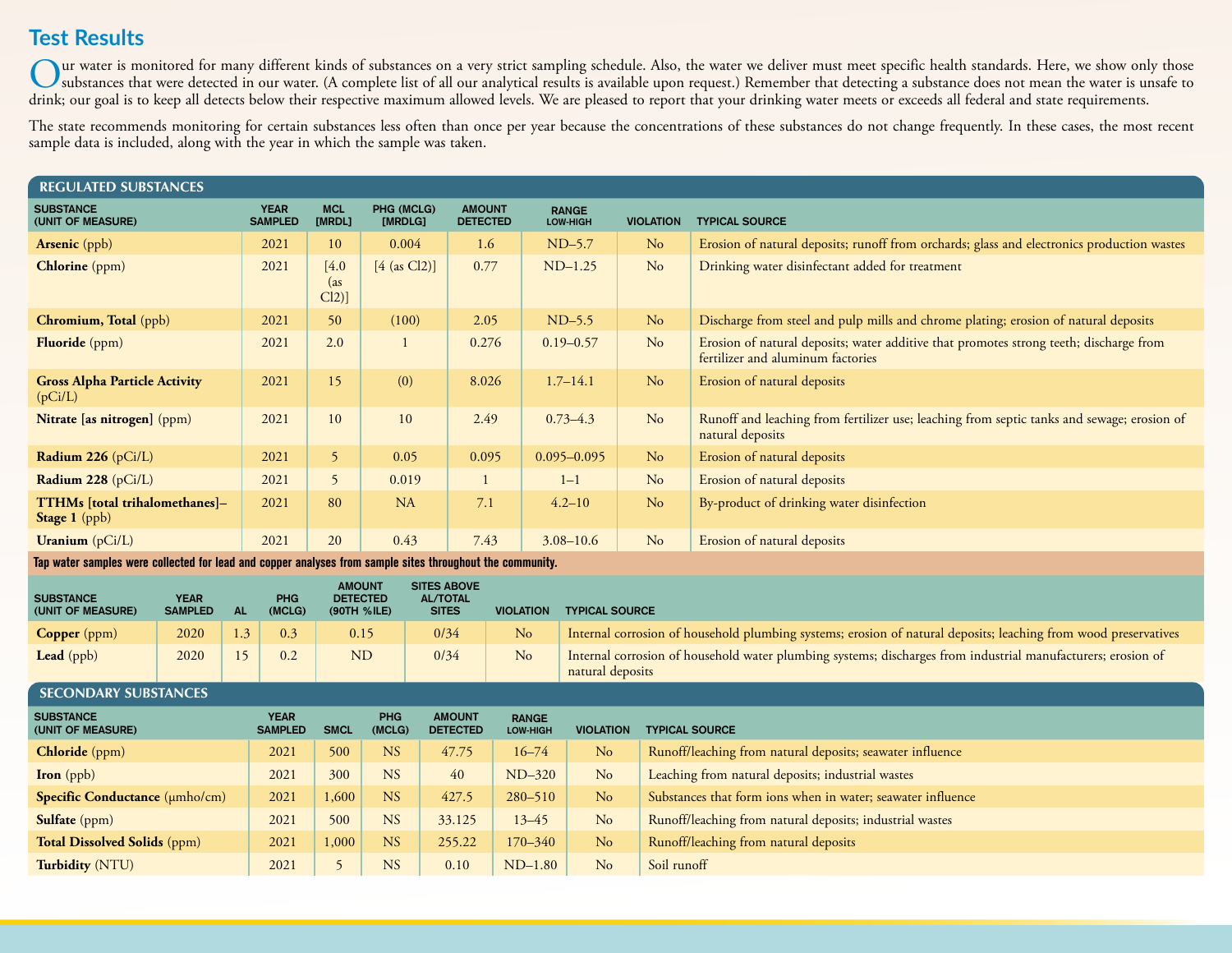## Test Results

Our water is monitored for many different kinds of substances on a very strict sampling schedule. Also, the water we deliver must meet specific health standards. Here, we show only those substances that were detected in our water. (A complete list of all our analytical results is available upon request.) Remember that detecting a substance does not mean the water is unsafe to drink; our goal is to keep all detects below their respective maximum allowed levels. We are pleased to report that your drinking water meets or exceeds all federal and state requirements.

The state recommends monitoring for certain substances less often than once per year because the concentrations of these substances do not change frequently. In these cases, the most recent sample data is included, along with the year in which the sample was taken.

### REGULATED SUBSTANCES

| SUBSTANCE (UNIT OF MEASURE) | YEAR SAMPLED | MCL [MRDL] | PHG (MCLG) [MRDLG] | AMOUNT DETECTED | RANGE LOW-HIGH | VIOLATION | TYPICAL SOURCE |
|---|---|---|---|---|---|---|---|
| **Arsenic** (ppb) | 2021 | 10 | 0.004 | 1.6 | ND–5.7 | No | Erosion of natural deposits; runoff from orchards; glass and electronics production wastes |
| **Chlorine** (ppm) | 2021 | [4.0 (as Cl2)] | [4 (as Cl2)] | 0.77 | ND–1.25 | No | Drinking water disinfectant added for treatment |
| **Chromium, Total** (ppb) | 2021 | 50 | (100) | 2.05 | ND–5.5 | No | Discharge from steel and pulp mills and chrome plating; erosion of natural deposits |
| **Fluoride** (ppm) | 2021 | 2.0 | 1 | 0.276 | 0.19–0.57 | No | Erosion of natural deposits; water additive that promotes strong teeth; discharge from fertilizer and aluminum factories |
| **Gross Alpha Particle Activity** (pCi/L) | 2021 | 15 | (0) | 8.026 | 1.7–14.1 | No | Erosion of natural deposits |
| **Nitrate [as nitrogen]** (ppm) | 2021 | 10 | 10 | 2.49 | 0.73–4.3 | No | Runoff and leaching from fertilizer use; leaching from septic tanks and sewage; erosion of natural deposits |
| **Radium 226** (pCi/L) | 2021 | 5 | 0.05 | 0.095 | 0.095–0.095 | No | Erosion of natural deposits |
| **Radium 228** (pCi/L) | 2021 | 5 | 0.019 | 1 | 1–1 | No | Erosion of natural deposits |
| **TTHMs [total trihalomethanes]–Stage 1** (ppb) | 2021 | 80 | NA | 7.1 | 4.2–10 | No | By-product of drinking water disinfection |
| **Uranium** (pCi/L) | 2021 | 20 | 0.43 | 7.43 | 3.08–10.6 | No | Erosion of natural deposits |

**Tap water samples were collected for lead and copper analyses from sample sites throughout the community.**

| SUBSTANCE (UNIT OF MEASURE) | YEAR SAMPLED | AL | PHG (MCLG) | AMOUNT DETECTED (90TH %ILE) | SITES ABOVE AL/TOTAL SITES | VIOLATION | TYPICAL SOURCE |
|---|---|---|---|---|---|---|---|
| **Copper** (ppm) | 2020 | 1.3 | 0.3 | 0.15 | 0/34 | No | Internal corrosion of household plumbing systems; erosion of natural deposits; leaching from wood preservatives |
| **Lead** (ppb) | 2020 | 15 | 0.2 | ND | 0/34 | No | Internal corrosion of household water plumbing systems; discharges from industrial manufacturers; erosion of natural deposits |

### SECONDARY SUBSTANCES

| SUBSTANCE (UNIT OF MEASURE) | YEAR SAMPLED | SMCL | PHG (MCLG) | AMOUNT DETECTED | RANGE LOW-HIGH | VIOLATION | TYPICAL SOURCE |
|---|---|---|---|---|---|---|---|
| **Chloride** (ppm) | 2021 | 500 | NS | 47.75 | 16–74 | No | Runoff/leaching from natural deposits; seawater influence |
| **Iron** (ppb) | 2021 | 300 | NS | 40 | ND–320 | No | Leaching from natural deposits; industrial wastes |
| **Specific Conductance** (µmho/cm) | 2021 | 1,600 | NS | 427.5 | 280–510 | No | Substances that form ions when in water; seawater influence |
| **Sulfate** (ppm) | 2021 | 500 | NS | 33.125 | 13–45 | No | Runoff/leaching from natural deposits; industrial wastes |
| **Total Dissolved Solids** (ppm) | 2021 | 1,000 | NS | 255.22 | 170–340 | No | Runoff/leaching from natural deposits |
| **Turbidity** (NTU) | 2021 | 5 | NS | 0.10 | ND–1.80 | No | Soil runoff |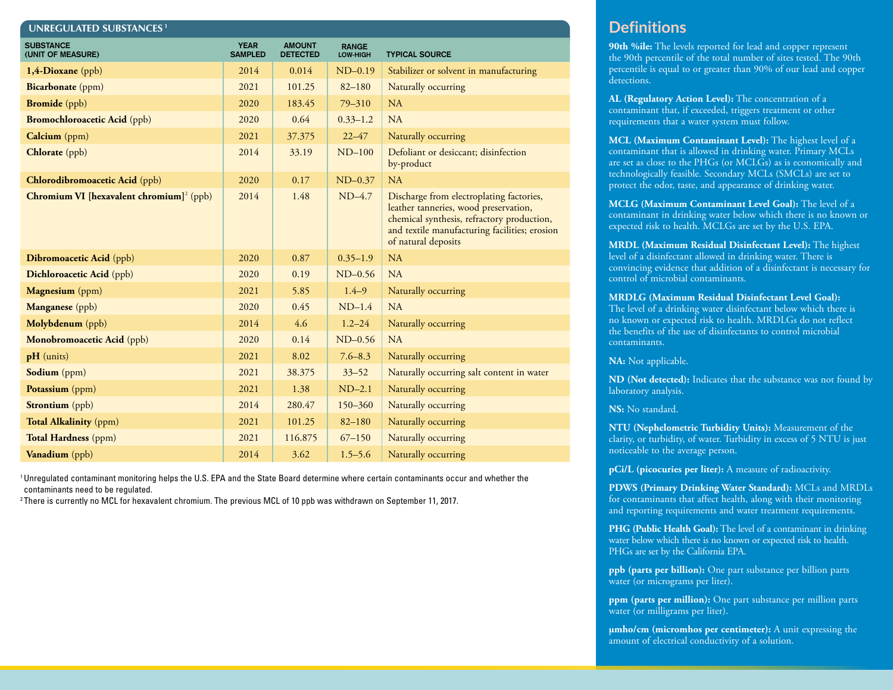## UNREGULATED SUBSTANCES [1]

| SUBSTANCE (UNIT OF MEASURE) | YEAR SAMPLED | AMOUNT DETECTED | RANGE LOW-HIGH | TYPICAL SOURCE |
|---|---|---|---|---|
| **1,4-Dioxane** (ppb) | 2014 | 0.014 | ND–0.19 | Stabilizer or solvent in manufacturing |
| **Bicarbonate** (ppm) | 2021 | 101.25 | 82–180 | Naturally occurring |
| **Bromide** (ppb) | 2020 | 183.45 | 79–310 | NA |
| **Bromochloroacetic Acid** (ppb) | 2020 | 0.64 | 0.33–1.2 | NA |
| **Calcium** (ppm) | 2021 | 37.375 | 22–47 | Naturally occurring |
| **Chlorate** (ppb) | 2014 | 33.19 | ND–100 | Defoliant or desiccant; disinfection by-product |
| **Chlorodibromoacetic Acid** (ppb) | 2020 | 0.17 | ND–0.37 | NA |
| **Chromium VI [hexavalent chromium]**[2] (ppb) | 2014 | 1.48 | ND–4.7 | Discharge from electroplating factories, leather tanneries, wood preservation, chemical synthesis, refractory production, and textile manufacturing facilities; erosion of natural deposits |
| **Dibromoacetic Acid** (ppb) | 2020 | 0.87 | 0.35–1.9 | NA |
| **Dichloroacetic Acid** (ppb) | 2020 | 0.19 | ND–0.56 | NA |
| **Magnesium** (ppm) | 2021 | 5.85 | 1.4–9 | Naturally occurring |
| **Manganese** (ppb) | 2020 | 0.45 | ND–1.4 | NA |
| **Molybdenum** (ppb) | 2014 | 4.6 | 1.2–24 | Naturally occurring |
| **Monobromoacetic Acid** (ppb) | 2020 | 0.14 | ND–0.56 | NA |
| **pH** (units) | 2021 | 8.02 | 7.6–8.3 | Naturally occurring |
| **Sodium** (ppm) | 2021 | 38.375 | 33–52 | Naturally occurring salt content in water |
| **Potassium** (ppm) | 2021 | 1.38 | ND–2.1 | Naturally occurring |
| **Strontium** (ppb) | 2014 | 280.47 | 150–360 | Naturally occurring |
| **Total Alkalinity** (ppm) | 2021 | 101.25 | 82–180 | Naturally occurring |
| **Total Hardness** (ppm) | 2021 | 116.875 | 67–150 | Naturally occurring |
| **Vanadium** (ppb) | 2014 | 3.62 | 1.5–5.6 | Naturally occurring |

[1] Unregulated contaminant monitoring helps the U.S. EPA and the State Board determine where certain contaminants occur and whether the contaminants need to be regulated.

[2] There is currently no MCL for hexavalent chromium. The previous MCL of 10 ppb was withdrawn on September 11, 2017.

## Definitions

**90th %ile:** The levels reported for lead and copper represent the 90th percentile of the total number of sites tested. The 90th percentile is equal to or greater than 90% of our lead and copper detections.

**AL (Regulatory Action Level):** The concentration of a contaminant that, if exceeded, triggers treatment or other requirements that a water system must follow.

**MCL (Maximum Contaminant Level):** The highest level of a contaminant that is allowed in drinking water. Primary MCLs are set as close to the PHGs (or MCLGs) as is economically and technologically feasible. Secondary MCLs (SMCLs) are set to protect the odor, taste, and appearance of drinking water.

**MCLG (Maximum Contaminant Level Goal):** The level of a contaminant in drinking water below which there is no known or expected risk to health. MCLGs are set by the U.S. EPA.

**MRDL (Maximum Residual Disinfectant Level):** The highest level of a disinfectant allowed in drinking water. There is convincing evidence that addition of a disinfectant is necessary for control of microbial contaminants.

**MRDLG (Maximum Residual Disinfectant Level Goal):** The level of a drinking water disinfectant below which there is no known or expected risk to health. MRDLGs do not reflect the benefits of the use of disinfectants to control microbial contaminants.

**NA:** Not applicable.

**ND (Not detected):** Indicates that the substance was not found by laboratory analysis.

**NS:** No standard.

**NTU (Nephelometric Turbidity Units):** Measurement of the clarity, or turbidity, of water. Turbidity in excess of 5 NTU is just noticeable to the average person.

**pCi/L (picocuries per liter):** A measure of radioactivity.

**PDWS (Primary Drinking Water Standard):** MCLs and MRDLs for contaminants that affect health, along with their monitoring and reporting requirements and water treatment requirements.

**PHG (Public Health Goal):** The level of a contaminant in drinking water below which there is no known or expected risk to health. PHGs are set by the California EPA.

**ppb (parts per billion):** One part substance per billion parts water (or micrograms per liter).

**ppm (parts per million):** One part substance per million parts water (or milligrams per liter).

**µmho/cm (micromhos per centimeter):** A unit expressing the amount of electrical conductivity of a solution.